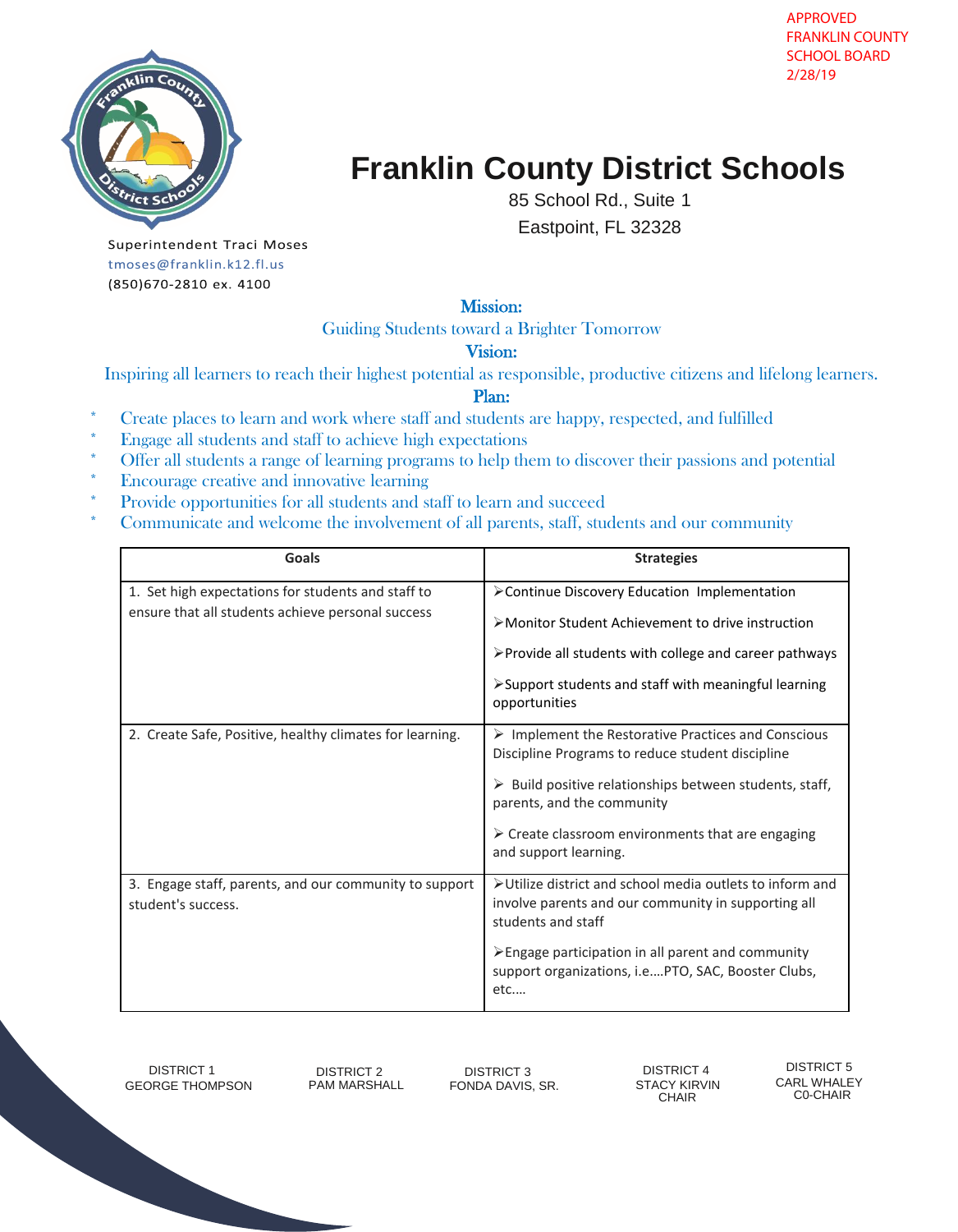APPROVED
FRANKLIN COUNTY
SCHOOL BOARD
2/28/19

# Franklin County District Schools

85 School Rd., Suite 1
Eastpoint, FL 32328

Superintendent Traci Moses
tmoses@franklin.k12.fl.us
(850)670-2810 ex. 4100

**Mission:**

Guiding Students toward a Brighter Tomorrow

**Vision:**

Inspiring all learners to reach their highest potential as responsible, productive citizens and lifelong learners.

**Plan:**

- Create places to learn and work where staff and students are happy, respected, and fulfilled
- Engage all students and staff to achieve high expectations
- Offer all students a range of learning programs to help them to discover their passions and potential
- Encourage creative and innovative learning
- Provide opportunities for all students and staff to learn and succeed
- Communicate and welcome the involvement of all parents, staff, students and our community

| Goals | Strategies |
|---|---|
| 1. Set high expectations for students and staff to ensure that all students achieve personal success | ➢Continue Discovery Education Implementation<br>➢Monitor Student Achievement to drive instruction<br>➢Provide all students with college and career pathways<br>➢Support students and staff with meaningful learning opportunities |
| 2. Create Safe, Positive, healthy climates for learning. | ➢ Implement the Restorative Practices and Conscious Discipline Programs to reduce student discipline<br>➢ Build positive relationships between students, staff, parents, and the community<br>➢ Create classroom environments that are engaging and support learning. |
| 3. Engage staff, parents, and our community to support student's success. | ➢Utilize district and school media outlets to inform and involve parents and our community in supporting all students and staff<br>➢Engage participation in all parent and community support organizations, i.e....PTO, SAC, Booster Clubs, etc.... |

DISTRICT 1
GEORGE THOMPSON

DISTRICT 2
PAM MARSHALL

DISTRICT 3
FONDA DAVIS, SR.

DISTRICT 4
STACY KIRVIN
CHAIR

DISTRICT 5
CARL WHALEY
C0-CHAIR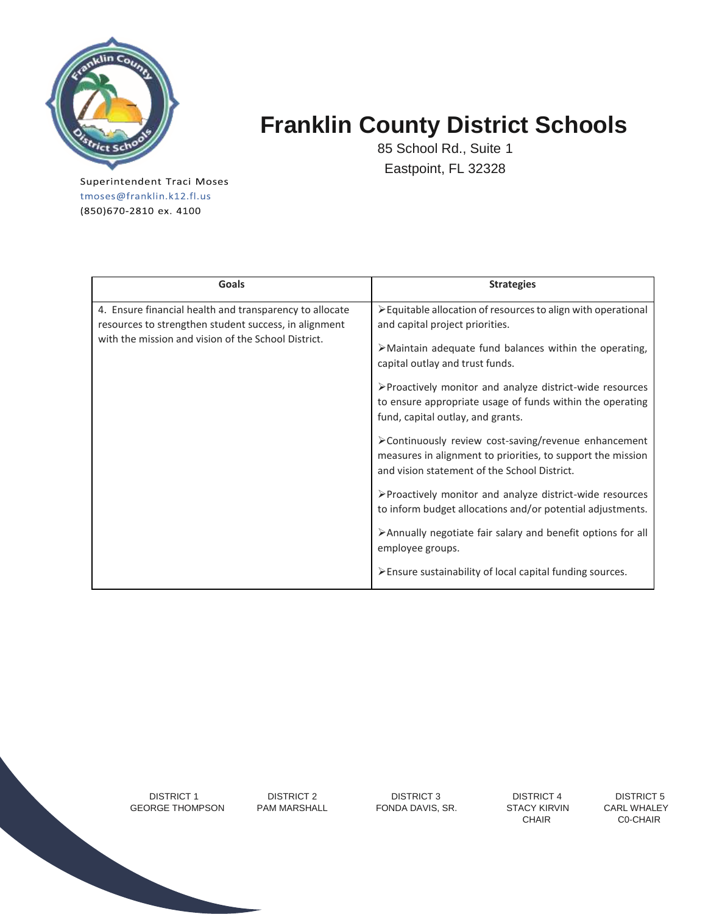# Franklin County District Schools

85 School Rd., Suite 1
Eastpoint, FL 32328

Superintendent Traci Moses
tmoses@franklin.k12.fl.us
(850)670-2810 ex. 4100

| Goals | Strategies |
| --- | --- |
| 4. Ensure financial health and transparency to allocate resources to strengthen student success, in alignment with the mission and vision of the School District. | ➢Equitable allocation of resources to align with operational and capital project priorities.<br><br>➢Maintain adequate fund balances within the operating, capital outlay and trust funds.<br><br>➢Proactively monitor and analyze district-wide resources to ensure appropriate usage of funds within the operating fund, capital outlay, and grants.<br><br>➢Continuously review cost-saving/revenue enhancement measures in alignment to priorities, to support the mission and vision statement of the School District.<br><br>➢Proactively monitor and analyze district-wide resources to inform budget allocations and/or potential adjustments.<br><br>➢Annually negotiate fair salary and benefit options for all employee groups.<br><br>➢Ensure sustainability of local capital funding sources. |

DISTRICT 1
GEORGE THOMPSON

DISTRICT 2
PAM MARSHALL

DISTRICT 3
FONDA DAVIS, SR.

DISTRICT 4
STACY KIRVIN
CHAIR

DISTRICT 5
CARL WHALEY
C0-CHAIR